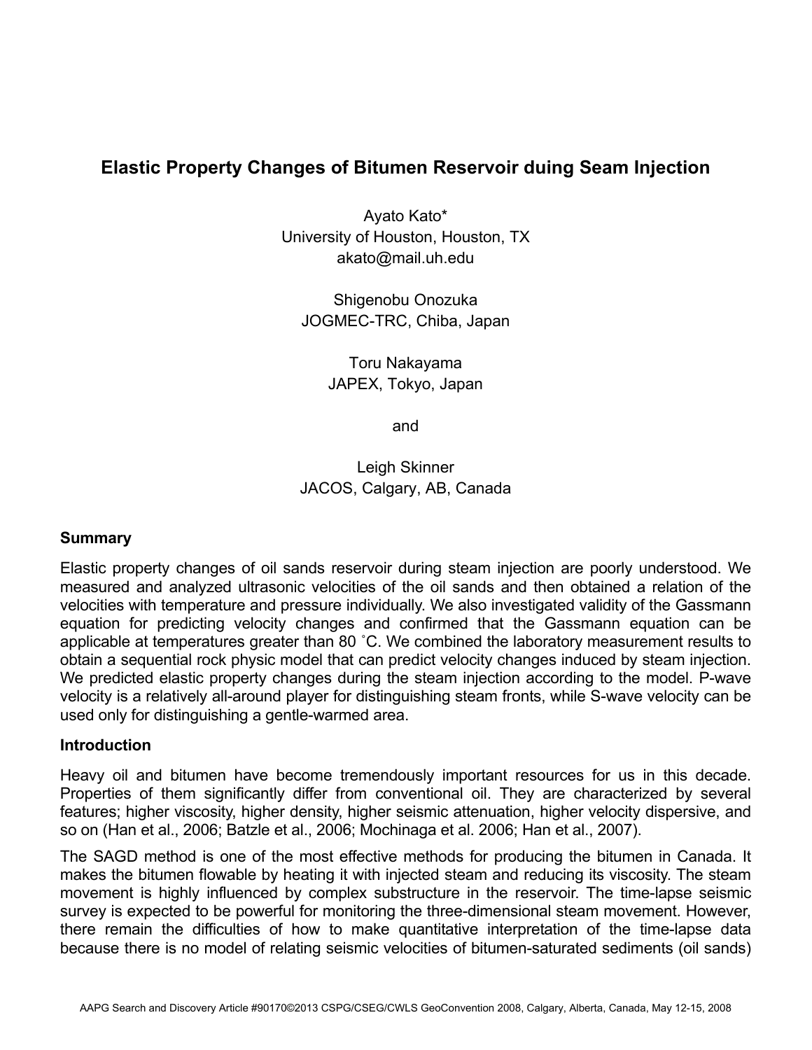# Elastic Property Changes of Bitumen Reservoir duing Seam Injection

Ayato Kato*
University of Houston, Houston, TX
akato@mail.uh.edu

Shigenobu Onozuka
JOGMEC-TRC, Chiba, Japan

Toru Nakayama
JAPEX, Tokyo, Japan

and

Leigh Skinner
JACOS, Calgary, AB, Canada

## Summary

Elastic property changes of oil sands reservoir during steam injection are poorly understood. We measured and analyzed ultrasonic velocities of the oil sands and then obtained a relation of the velocities with temperature and pressure individually. We also investigated validity of the Gassmann equation for predicting velocity changes and confirmed that the Gassmann equation can be applicable at temperatures greater than 80 ˚C. We combined the laboratory measurement results to obtain a sequential rock physic model that can predict velocity changes induced by steam injection. We predicted elastic property changes during the steam injection according to the model. P-wave velocity is a relatively all-around player for distinguishing steam fronts, while S-wave velocity can be used only for distinguishing a gentle-warmed area.

## Introduction

Heavy oil and bitumen have become tremendously important resources for us in this decade. Properties of them significantly differ from conventional oil. They are characterized by several features; higher viscosity, higher density, higher seismic attenuation, higher velocity dispersive, and so on (Han et al., 2006; Batzle et al., 2006; Mochinaga et al. 2006; Han et al., 2007).

The SAGD method is one of the most effective methods for producing the bitumen in Canada. It makes the bitumen flowable by heating it with injected steam and reducing its viscosity. The steam movement is highly influenced by complex substructure in the reservoir. The time-lapse seismic survey is expected to be powerful for monitoring the three-dimensional steam movement. However, there remain the difficulties of how to make quantitative interpretation of the time-lapse data because there is no model of relating seismic velocities of bitumen-saturated sediments (oil sands)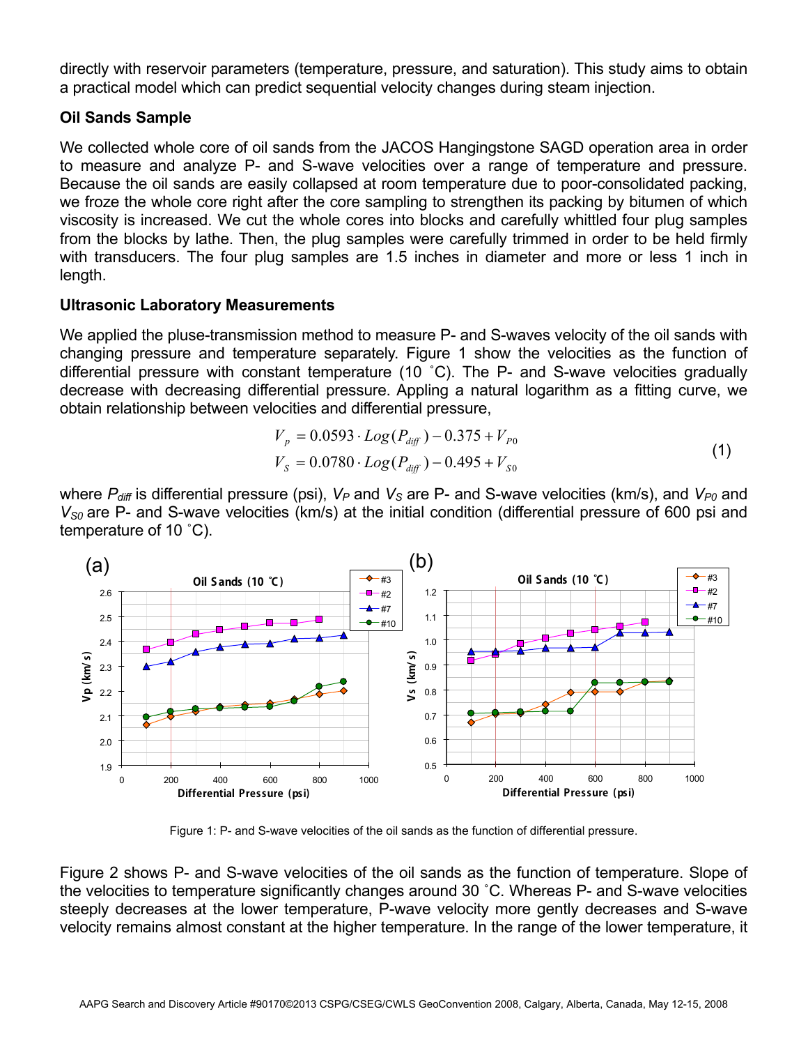directly with reservoir parameters (temperature, pressure, and saturation). This study aims to obtain a practical model which can predict sequential velocity changes during steam injection.

### Oil Sands Sample

We collected whole core of oil sands from the JACOS Hangingstone SAGD operation area in order to measure and analyze P- and S-wave velocities over a range of temperature and pressure. Because the oil sands are easily collapsed at room temperature due to poor-consolidated packing, we froze the whole core right after the core sampling to strengthen its packing by bitumen of which viscosity is increased. We cut the whole cores into blocks and carefully whittled four plug samples from the blocks by lathe. Then, the plug samples were carefully trimmed in order to be held firmly with transducers. The four plug samples are 1.5 inches in diameter and more or less 1 inch in length.

### Ultrasonic Laboratory Measurements

We applied the pluse-transmission method to measure P- and S-waves velocity of the oil sands with changing pressure and temperature separately. Figure 1 show the velocities as the function of differential pressure with constant temperature (10 ˚C). The P- and S-wave velocities gradually decrease with decreasing differential pressure. Appling a natural logarithm as a fitting curve, we obtain relationship between velocities and differential pressure,

$$
\begin{aligned}
V_p &= 0.0593 \cdot Log(P_{diff}) - 0.375 + V_{P0} \\
V_S &= 0.0780 \cdot Log(P_{diff}) - 0.495 + V_{S0}
\end{aligned}
\tag{1}
$$

where $P_{diff}$ is differential pressure (psi), $V_P$ and $V_S$ are P- and S-wave velocities (km/s), and $V_{P0}$ and $V_{S0}$ are P- and S-wave velocities (km/s) at the initial condition (differential pressure of 600 psi and temperature of 10 ˚C).

Figure 1: P- and S-wave velocities of the oil sands as the function of differential pressure.

Figure 2 shows P- and S-wave velocities of the oil sands as the function of temperature. Slope of the velocities to temperature significantly changes around 30 ˚C. Whereas P- and S-wave velocities steeply decreases at the lower temperature, P-wave velocity more gently decreases and S-wave velocity remains almost constant at the higher temperature. In the range of the lower temperature, it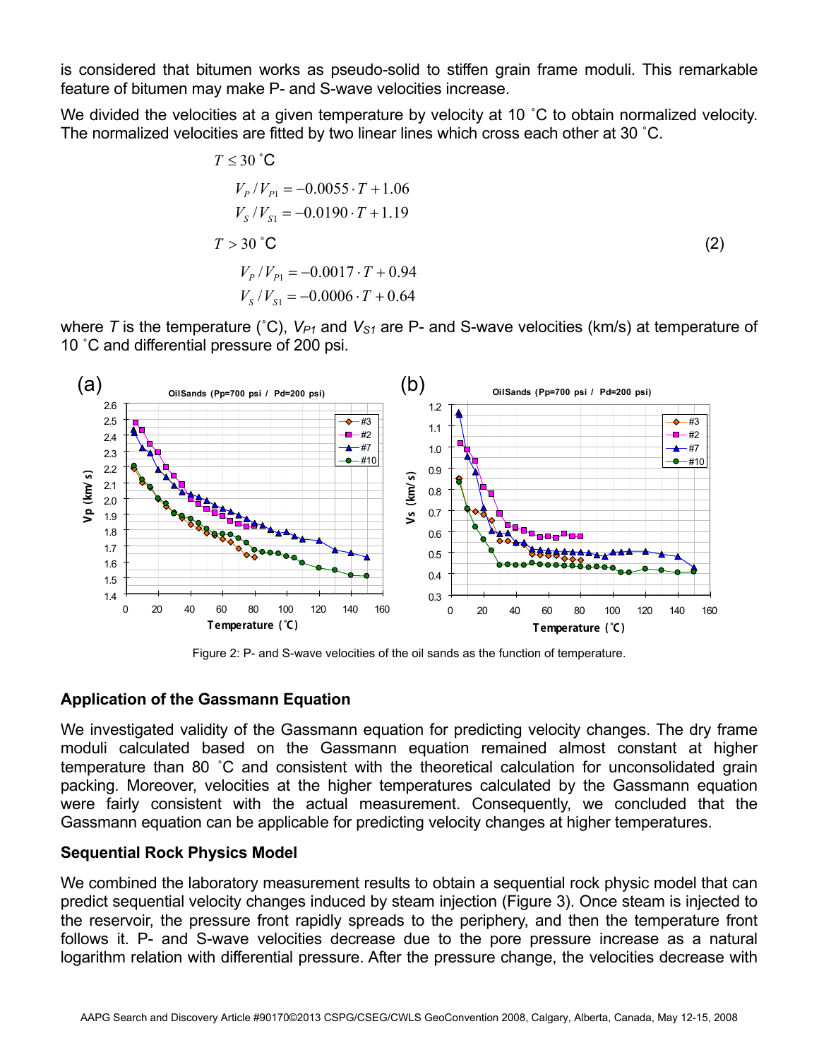is considered that bitumen works as pseudo-solid to stiffen grain frame moduli. This remarkable feature of bitumen may make P- and S-wave velocities increase.

We divided the velocities at a given temperature by velocity at 10 ˚C to obtain normalized velocity. The normalized velocities are fitted by two linear lines which cross each other at 30 ˚C.

$$
\begin{aligned}
&T \le 30\,^{\circ}\mathrm{C} \\
&\quad V_P / V_{P1} = -0.0055 \cdot T + 1.06 \\
&\quad V_S / V_{S1} = -0.0190 \cdot T + 1.19 \\
&T > 30\,^{\circ}\mathrm{C} \\
&\quad V_P / V_{P1} = -0.0017 \cdot T + 0.94 \\
&\quad V_S / V_{S1} = -0.0006 \cdot T + 0.64
\end{aligned}
\tag{2}
$$

where $T$ is the temperature (˚C), $V_{P1}$ and $V_{S1}$ are P- and S-wave velocities (km/s) at temperature of 10 ˚C and differential pressure of 200 psi.

Figure 2: P- and S-wave velocities of the oil sands as the function of temperature.

## Application of the Gassmann Equation

We investigated validity of the Gassmann equation for predicting velocity changes. The dry frame moduli calculated based on the Gassmann equation remained almost constant at higher temperature than 80 ˚C and consistent with the theoretical calculation for unconsolidated grain packing. Moreover, velocities at the higher temperatures calculated by the Gassmann equation were fairly consistent with the actual measurement. Consequently, we concluded that the Gassmann equation can be applicable for predicting velocity changes at higher temperatures.

## Sequential Rock Physics Model

We combined the laboratory measurement results to obtain a sequential rock physic model that can predict sequential velocity changes induced by steam injection (Figure 3). Once steam is injected to the reservoir, the pressure front rapidly spreads to the periphery, and then the temperature front follows it. P- and S-wave velocities decrease due to the pore pressure increase as a natural logarithm relation with differential pressure. After the pressure change, the velocities decrease with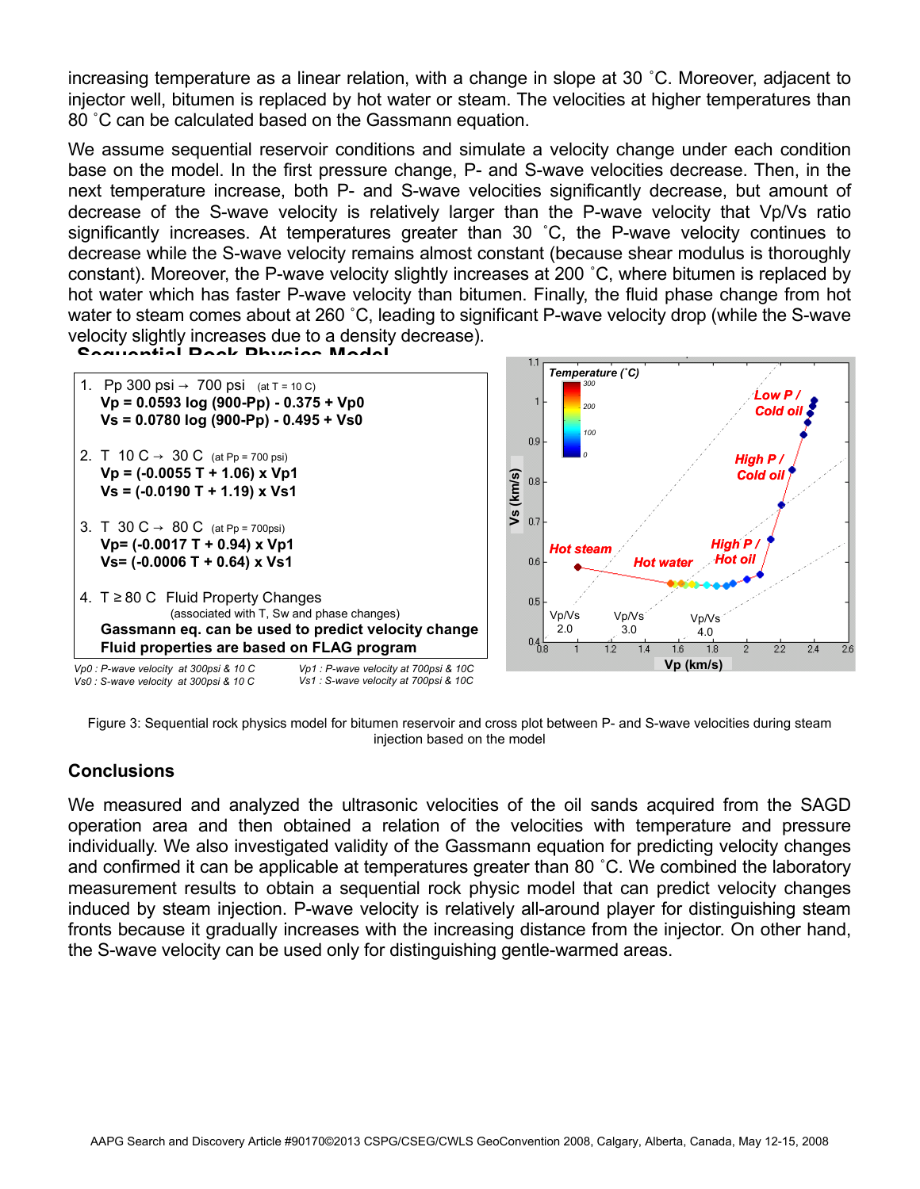increasing temperature as a linear relation, with a change in slope at 30 ˚C. Moreover, adjacent to injector well, bitumen is replaced by hot water or steam. The velocities at higher temperatures than 80 ˚C can be calculated based on the Gassmann equation.

We assume sequential reservoir conditions and simulate a velocity change under each condition base on the model. In the first pressure change, P- and S-wave velocities decrease. Then, in the next temperature increase, both P- and S-wave velocities significantly decrease, but amount of decrease of the S-wave velocity is relatively larger than the P-wave velocity that Vp/Vs ratio significantly increases. At temperatures greater than 30 ˚C, the P-wave velocity continues to decrease while the S-wave velocity remains almost constant (because shear modulus is thoroughly constant). Moreover, the P-wave velocity slightly increases at 200 ˚C, where bitumen is replaced by hot water which has faster P-wave velocity than bitumen. Finally, the fluid phase change from hot water to steam comes about at 260 ˚C, leading to significant P-wave velocity drop (while the S-wave velocity slightly increases due to a density decrease).

**Sequential Rock Physics Model**

1. Pp 300 psi → 700 psi (at T = 10 C)
   **$Vp = 0.0593 \log(900\text{-}Pp) - 0.375 + Vp0$**
   **$Vs = 0.0780 \log(900\text{-}Pp) - 0.495 + Vs0$**

2. T 10 C → 30 C (at Pp = 700 psi)
   **$Vp = (-0.0055\ T + 1.06) \times Vp1$**
   **$Vs = (-0.0190\ T + 1.19) \times Vs1$**

3. T 30 C → 80 C (at Pp = 700psi)
   **$Vp = (-0.0017\ T + 0.94) \times Vp1$**
   **$Vs = (-0.0006\ T + 0.64) \times Vs1$**

4. T ≥ 80 C Fluid Property Changes (associated with T, Sw and phase changes)
   **Gassmann eq. can be used to predict velocity change**
   **Fluid properties are based on FLAG program**

*Vp0 : P-wave velocity at 300psi & 10 C* *Vp1 : P-wave velocity at 700psi & 10C*
*Vs0 : S-wave velocity at 300psi & 10 C* *Vs1 : S-wave velocity at 700psi & 10C*

Figure 3: Sequential rock physics model for bitumen reservoir and cross plot between P- and S-wave velocities during steam injection based on the model

## Conclusions

We measured and analyzed the ultrasonic velocities of the oil sands acquired from the SAGD operation area and then obtained a relation of the velocities with temperature and pressure individually. We also investigated validity of the Gassmann equation for predicting velocity changes and confirmed it can be applicable at temperatures greater than 80 ˚C. We combined the laboratory measurement results to obtain a sequential rock physic model that can predict velocity changes induced by steam injection. P-wave velocity is relatively all-around player for distinguishing steam fronts because it gradually increases with the increasing distance from the injector. On other hand, the S-wave velocity can be used only for distinguishing gentle-warmed areas.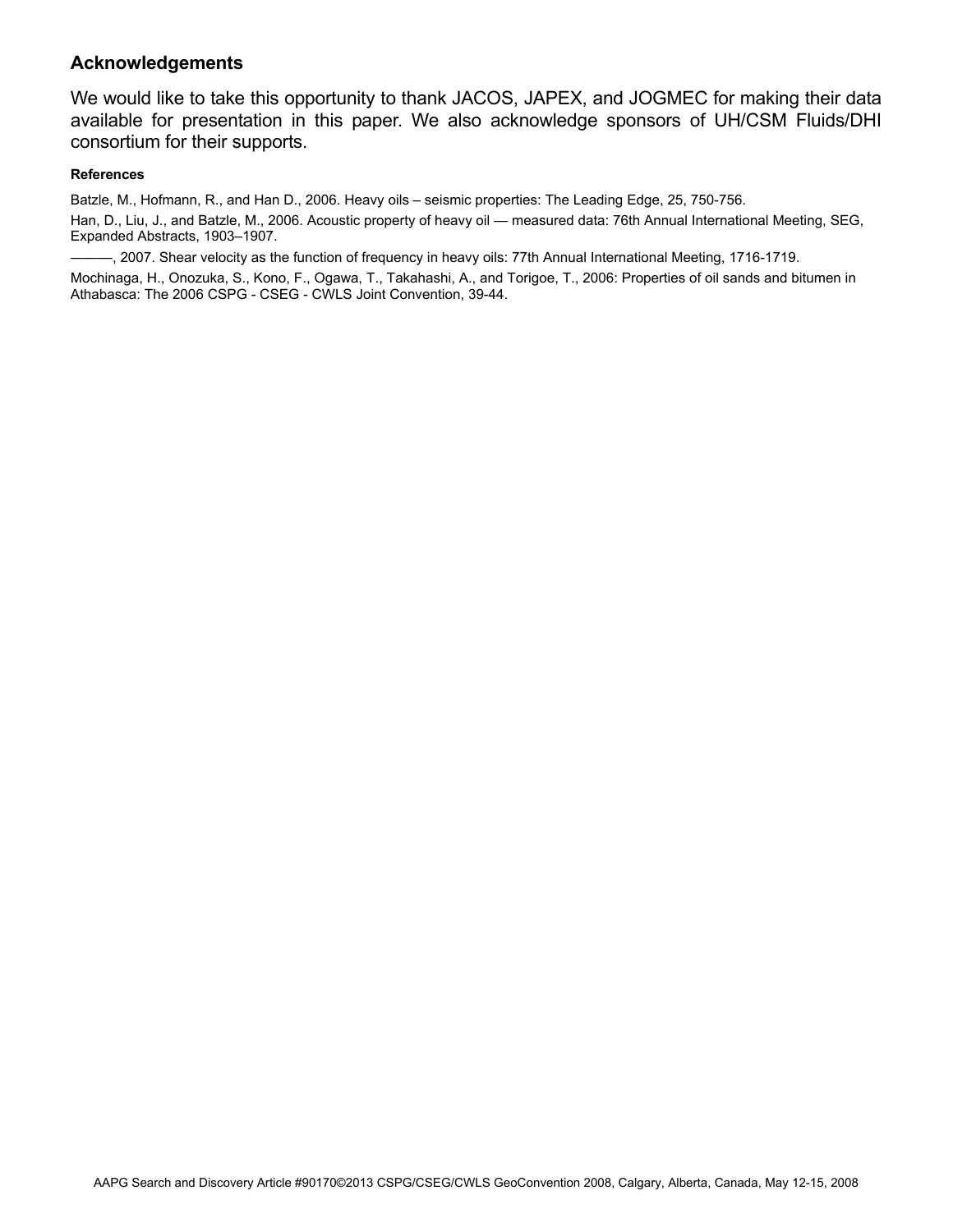## Acknowledgements

We would like to take this opportunity to thank JACOS, JAPEX, and JOGMEC for making their data available for presentation in this paper. We also acknowledge sponsors of UH/CSM Fluids/DHI consortium for their supports.

#### References

Batzle, M., Hofmann, R., and Han D., 2006. Heavy oils – seismic properties: The Leading Edge, 25, 750-756.

Han, D., Liu, J., and Batzle, M., 2006. Acoustic property of heavy oil — measured data: 76th Annual International Meeting, SEG, Expanded Abstracts, 1903–1907.

———, 2007. Shear velocity as the function of frequency in heavy oils: 77th Annual International Meeting, 1716-1719.

Mochinaga, H., Onozuka, S., Kono, F., Ogawa, T., Takahashi, A., and Torigoe, T., 2006: Properties of oil sands and bitumen in Athabasca: The 2006 CSPG - CSEG - CWLS Joint Convention, 39-44.